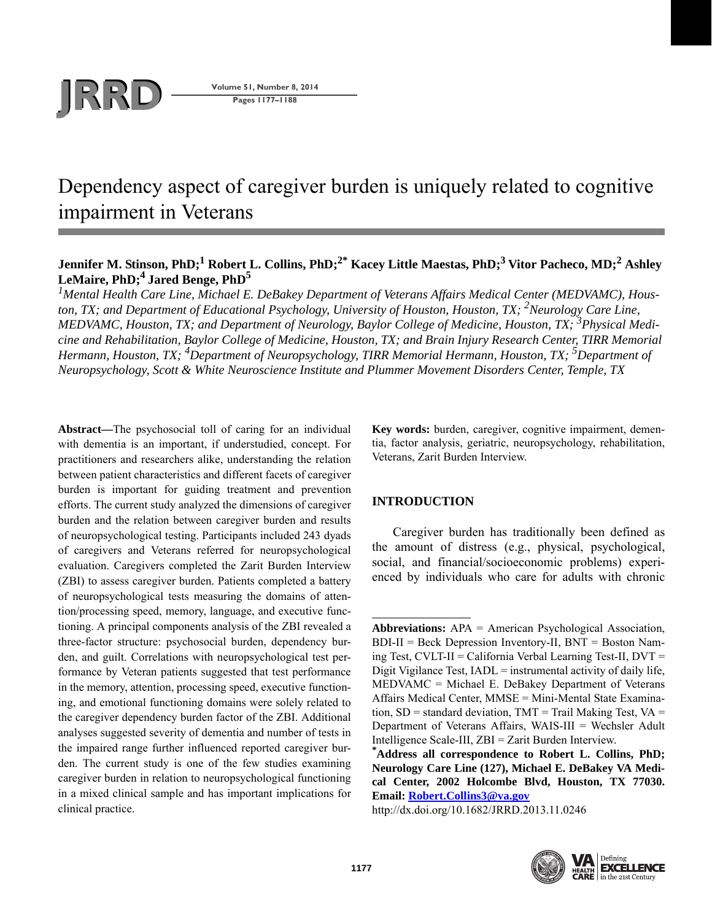# Dependency aspect of caregiver burden is uniquely related to cognitive impairment in Veterans

**Jennifer M. Stinson, PhD;[1] Robert L. Collins, PhD;[2*] Kacey Little Maestas, PhD;[3] Vitor Pacheco, MD;[2] Ashley LeMaire, PhD;[4] Jared Benge, PhD[5]**

*[1]Mental Health Care Line, Michael E. DeBakey Department of Veterans Affairs Medical Center (MEDVAMC), Houston, TX; and Department of Educational Psychology, University of Houston, Houston, TX; [2]Neurology Care Line, MEDVAMC, Houston, TX; and Department of Neurology, Baylor College of Medicine, Houston, TX; [3]Physical Medicine and Rehabilitation, Baylor College of Medicine, Houston, TX; and Brain Injury Research Center, TIRR Memorial Hermann, Houston, TX; [4]Department of Neuropsychology, TIRR Memorial Hermann, Houston, TX; [5]Department of Neuropsychology, Scott & White Neuroscience Institute and Plummer Movement Disorders Center, Temple, TX*

**Abstract—**The psychosocial toll of caring for an individual with dementia is an important, if understudied, concept. For practitioners and researchers alike, understanding the relation between patient characteristics and different facets of caregiver burden is important for guiding treatment and prevention efforts. The current study analyzed the dimensions of caregiver burden and the relation between caregiver burden and results of neuropsychological testing. Participants included 243 dyads of caregivers and Veterans referred for neuropsychological evaluation. Caregivers completed the Zarit Burden Interview (ZBI) to assess caregiver burden. Patients completed a battery of neuropsychological tests measuring the domains of attention/processing speed, memory, language, and executive functioning. A principal components analysis of the ZBI revealed a three-factor structure: psychosocial burden, dependency burden, and guilt. Correlations with neuropsychological test performance by Veteran patients suggested that test performance in the memory, attention, processing speed, executive functioning, and emotional functioning domains were solely related to the caregiver dependency burden factor of the ZBI. Additional analyses suggested severity of dementia and number of tests in the impaired range further influenced reported caregiver burden. The current study is one of the few studies examining caregiver burden in relation to neuropsychological functioning in a mixed clinical sample and has important implications for clinical practice.

**Key words:** burden, caregiver, cognitive impairment, dementia, factor analysis, geriatric, neuropsychology, rehabilitation, Veterans, Zarit Burden Interview.

## INTRODUCTION

Caregiver burden has traditionally been defined as the amount of distress (e.g., physical, psychological, social, and financial/socioeconomic problems) experienced by individuals who care for adults with chronic

---

**Abbreviations:** APA = American Psychological Association, BDI-II = Beck Depression Inventory-II, BNT = Boston Naming Test, CVLT-II = California Verbal Learning Test-II, DVT = Digit Vigilance Test, IADL = instrumental activity of daily life, MEDVAMC = Michael E. DeBakey Department of Veterans Affairs Medical Center, MMSE = Mini-Mental State Examination, SD = standard deviation, TMT = Trail Making Test, VA = Department of Veterans Affairs, WAIS-III = Wechsler Adult Intelligence Scale-III, ZBI = Zarit Burden Interview.

**[*]Address all correspondence to Robert L. Collins, PhD; Neurology Care Line (127), Michael E. DeBakey VA Medical Center, 2002 Holcombe Blvd, Houston, TX 77030. Email: Robert.Collins3@va.gov**

http://dx.doi.org/10.1682/JRRD.2013.11.0246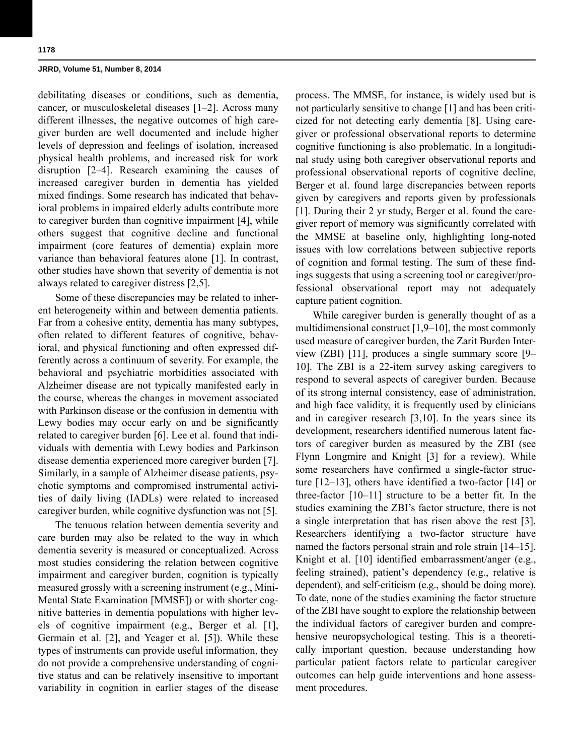debilitating diseases or conditions, such as dementia, cancer, or musculoskeletal diseases [1–2]. Across many different illnesses, the negative outcomes of high caregiver burden are well documented and include higher levels of depression and feelings of isolation, increased physical health problems, and increased risk for work disruption [2–4]. Research examining the causes of increased caregiver burden in dementia has yielded mixed findings. Some research has indicated that behavioral problems in impaired elderly adults contribute more to caregiver burden than cognitive impairment [4], while others suggest that cognitive decline and functional impairment (core features of dementia) explain more variance than behavioral features alone [1]. In contrast, other studies have shown that severity of dementia is not always related to caregiver distress [2,5].

Some of these discrepancies may be related to inherent heterogeneity within and between dementia patients. Far from a cohesive entity, dementia has many subtypes, often related to different features of cognitive, behavioral, and physical functioning and often expressed differently across a continuum of severity. For example, the behavioral and psychiatric morbidities associated with Alzheimer disease are not typically manifested early in the course, whereas the changes in movement associated with Parkinson disease or the confusion in dementia with Lewy bodies may occur early on and be significantly related to caregiver burden [6]. Lee et al. found that individuals with dementia with Lewy bodies and Parkinson disease dementia experienced more caregiver burden [7]. Similarly, in a sample of Alzheimer disease patients, psychotic symptoms and compromised instrumental activities of daily living (IADLs) were related to increased caregiver burden, while cognitive dysfunction was not [5].

The tenuous relation between dementia severity and care burden may also be related to the way in which dementia severity is measured or conceptualized. Across most studies considering the relation between cognitive impairment and caregiver burden, cognition is typically measured grossly with a screening instrument (e.g., Mini-Mental State Examination [MMSE]) or with shorter cognitive batteries in dementia populations with higher levels of cognitive impairment (e.g., Berger et al. [1], Germain et al. [2], and Yeager et al. [5]). While these types of instruments can provide useful information, they do not provide a comprehensive understanding of cognitive status and can be relatively insensitive to important variability in cognition in earlier stages of the disease process. The MMSE, for instance, is widely used but is not particularly sensitive to change [1] and has been criticized for not detecting early dementia [8]. Using caregiver or professional observational reports to determine cognitive functioning is also problematic. In a longitudinal study using both caregiver observational reports and professional observational reports of cognitive decline, Berger et al. found large discrepancies between reports given by caregivers and reports given by professionals [1]. During their 2 yr study, Berger et al. found the caregiver report of memory was significantly correlated with the MMSE at baseline only, highlighting long-noted issues with low correlations between subjective reports of cognition and formal testing. The sum of these findings suggests that using a screening tool or caregiver/professional observational report may not adequately capture patient cognition.

While caregiver burden is generally thought of as a multidimensional construct [1,9–10], the most commonly used measure of caregiver burden, the Zarit Burden Interview (ZBI) [11], produces a single summary score [9–10]. The ZBI is a 22-item survey asking caregivers to respond to several aspects of caregiver burden. Because of its strong internal consistency, ease of administration, and high face validity, it is frequently used by clinicians and in caregiver research [3,10]. In the years since its development, researchers identified numerous latent factors of caregiver burden as measured by the ZBI (see Flynn Longmire and Knight [3] for a review). While some researchers have confirmed a single-factor structure [12–13], others have identified a two-factor [14] or three-factor [10–11] structure to be a better fit. In the studies examining the ZBI's factor structure, there is not a single interpretation that has risen above the rest [3]. Researchers identifying a two-factor structure have named the factors personal strain and role strain [14–15]. Knight et al. [10] identified embarrassment/anger (e.g., feeling strained), patient's dependency (e.g., relative is dependent), and self-criticism (e.g., should be doing more). To date, none of the studies examining the factor structure of the ZBI have sought to explore the relationship between the individual factors of caregiver burden and comprehensive neuropsychological testing. This is a theoretically important question, because understanding how particular patient factors relate to particular caregiver outcomes can help guide interventions and hone assessment procedures.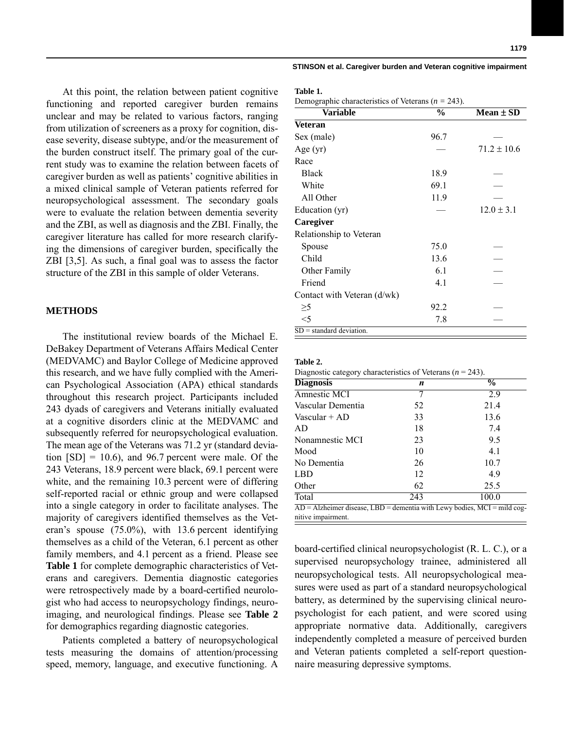At this point, the relation between patient cognitive functioning and reported caregiver burden remains unclear and may be related to various factors, ranging from utilization of screeners as a proxy for cognition, disease severity, disease subtype, and/or the measurement of the burden construct itself. The primary goal of the current study was to examine the relation between facets of caregiver burden as well as patients' cognitive abilities in a mixed clinical sample of Veteran patients referred for neuropsychological assessment. The secondary goals were to evaluate the relation between dementia severity and the ZBI, as well as diagnosis and the ZBI. Finally, the caregiver literature has called for more research clarifying the dimensions of caregiver burden, specifically the ZBI [3,5]. As such, a final goal was to assess the factor structure of the ZBI in this sample of older Veterans.

## METHODS

The institutional review boards of the Michael E. DeBakey Department of Veterans Affairs Medical Center (MEDVAMC) and Baylor College of Medicine approved this research, and we have fully complied with the American Psychological Association (APA) ethical standards throughout this research project. Participants included 243 dyads of caregivers and Veterans initially evaluated at a cognitive disorders clinic at the MEDVAMC and subsequently referred for neuropsychological evaluation. The mean age of the Veterans was 71.2 yr (standard deviation [SD] = 10.6), and 96.7 percent were male. Of the 243 Veterans, 18.9 percent were black, 69.1 percent were white, and the remaining 10.3 percent were of differing self-reported racial or ethnic group and were collapsed into a single category in order to facilitate analyses. The majority of caregivers identified themselves as the Veteran's spouse (75.0%), with 13.6 percent identifying themselves as a child of the Veteran, 6.1 percent as other family members, and 4.1 percent as a friend. Please see **Table 1** for complete demographic characteristics of Veterans and caregivers. Dementia diagnostic categories were retrospectively made by a board-certified neurologist who had access to neuropsychology findings, neuroimaging, and neurological findings. Please see **Table 2** for demographics regarding diagnostic categories.

Patients completed a battery of neuropsychological tests measuring the domains of attention/processing speed, memory, language, and executive functioning. A board-certified clinical neuropsychologist (R. L. C.), or a supervised neuropsychology trainee, administered all neuropsychological tests. All neuropsychological measures were used as part of a standard neuropsychological battery, as determined by the supervising clinical neuropsychologist for each patient, and were scored using appropriate normative data. Additionally, caregivers independently completed a measure of perceived burden and Veteran patients completed a self-report questionnaire measuring depressive symptoms.

**Table 1.**
Demographic characteristics of Veterans (*n* = 243).

| Variable | % | Mean ± SD |
|---|---|---|
| **Veteran** | | |
| Sex (male) | 96.7 | — |
| Age (yr) | — | 71.2 ± 10.6 |
| Race | | |
| Black | 18.9 | — |
| White | 69.1 | — |
| All Other | 11.9 | — |
| Education (yr) | — | 12.0 ± 3.1 |
| **Caregiver** | | |
| Relationship to Veteran | | |
| Spouse | 75.0 | — |
| Child | 13.6 | — |
| Other Family | 6.1 | — |
| Friend | 4.1 | — |
| Contact with Veteran (d/wk) | | |
| ≥5 | 92.2 | — |
| <5 | 7.8 | — |

SD = standard deviation.

**Table 2.**
Diagnostic category characteristics of Veterans (*n* = 243).

| Diagnosis | *n* | % |
|---|---|---|
| Amnestic MCI | 7 | 2.9 |
| Vascular Dementia | 52 | 21.4 |
| Vascular + AD | 33 | 13.6 |
| AD | 18 | 7.4 |
| Nonamnestic MCI | 23 | 9.5 |
| Mood | 10 | 4.1 |
| No Dementia | 26 | 10.7 |
| LBD | 12 | 4.9 |
| Other | 62 | 25.5 |
| Total | 243 | 100.0 |

AD = Alzheimer disease, LBD = dementia with Lewy bodies, MCI = mild cognitive impairment.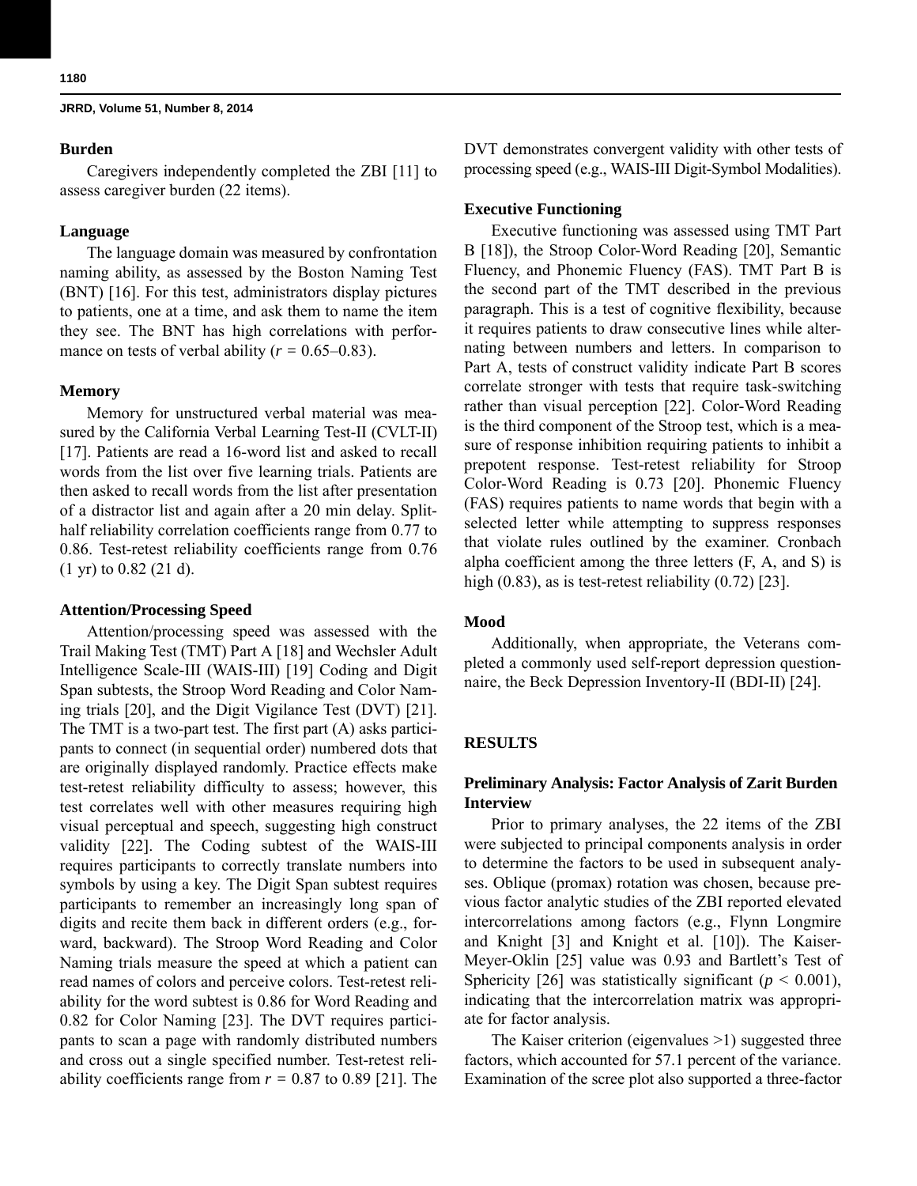### Burden

Caregivers independently completed the ZBI [11] to assess caregiver burden (22 items).

### Language

The language domain was measured by confrontation naming ability, as assessed by the Boston Naming Test (BNT) [16]. For this test, administrators display pictures to patients, one at a time, and ask them to name the item they see. The BNT has high correlations with performance on tests of verbal ability ($r$ = 0.65–0.83).

### Memory

Memory for unstructured verbal material was measured by the California Verbal Learning Test-II (CVLT-II) [17]. Patients are read a 16-word list and asked to recall words from the list over five learning trials. Patients are then asked to recall words from the list after presentation of a distractor list and again after a 20 min delay. Split-half reliability correlation coefficients range from 0.77 to 0.86. Test-retest reliability coefficients range from 0.76 (1 yr) to 0.82 (21 d).

### Attention/Processing Speed

Attention/processing speed was assessed with the Trail Making Test (TMT) Part A [18] and Wechsler Adult Intelligence Scale-III (WAIS-III) [19] Coding and Digit Span subtests, the Stroop Word Reading and Color Naming trials [20], and the Digit Vigilance Test (DVT) [21]. The TMT is a two-part test. The first part (A) asks participants to connect (in sequential order) numbered dots that are originally displayed randomly. Practice effects make test-retest reliability difficulty to assess; however, this test correlates well with other measures requiring high visual perceptual and speech, suggesting high construct validity [22]. The Coding subtest of the WAIS-III requires participants to correctly translate numbers into symbols by using a key. The Digit Span subtest requires participants to remember an increasingly long span of digits and recite them back in different orders (e.g., forward, backward). The Stroop Word Reading and Color Naming trials measure the speed at which a patient can read names of colors and perceive colors. Test-retest reliability for the word subtest is 0.86 for Word Reading and 0.82 for Color Naming [23]. The DVT requires participants to scan a page with randomly distributed numbers and cross out a single specified number. Test-retest reliability coefficients range from $r$ = 0.87 to 0.89 [21]. The DVT demonstrates convergent validity with other tests of processing speed (e.g., WAIS-III Digit-Symbol Modalities).

### Executive Functioning

Executive functioning was assessed using TMT Part B [18]), the Stroop Color-Word Reading [20], Semantic Fluency, and Phonemic Fluency (FAS). TMT Part B is the second part of the TMT described in the previous paragraph. This is a test of cognitive flexibility, because it requires patients to draw consecutive lines while alternating between numbers and letters. In comparison to Part A, tests of construct validity indicate Part B scores correlate stronger with tests that require task-switching rather than visual perception [22]. Color-Word Reading is the third component of the Stroop test, which is a measure of response inhibition requiring patients to inhibit a prepotent response. Test-retest reliability for Stroop Color-Word Reading is 0.73 [20]. Phonemic Fluency (FAS) requires patients to name words that begin with a selected letter while attempting to suppress responses that violate rules outlined by the examiner. Cronbach alpha coefficient among the three letters (F, A, and S) is high (0.83), as is test-retest reliability (0.72) [23].

### Mood

Additionally, when appropriate, the Veterans completed a commonly used self-report depression questionnaire, the Beck Depression Inventory-II (BDI-II) [24].

## RESULTS

### Preliminary Analysis: Factor Analysis of Zarit Burden Interview

Prior to primary analyses, the 22 items of the ZBI were subjected to principal components analysis in order to determine the factors to be used in subsequent analyses. Oblique (promax) rotation was chosen, because previous factor analytic studies of the ZBI reported elevated intercorrelations among factors (e.g., Flynn Longmire and Knight [3] and Knight et al. [10]). The Kaiser-Meyer-Oklin [25] value was 0.93 and Bartlett's Test of Sphericity [26] was statistically significant ($p < 0.001$), indicating that the intercorrelation matrix was appropriate for factor analysis.

The Kaiser criterion (eigenvalues >1) suggested three factors, which accounted for 57.1 percent of the variance. Examination of the scree plot also supported a three-factor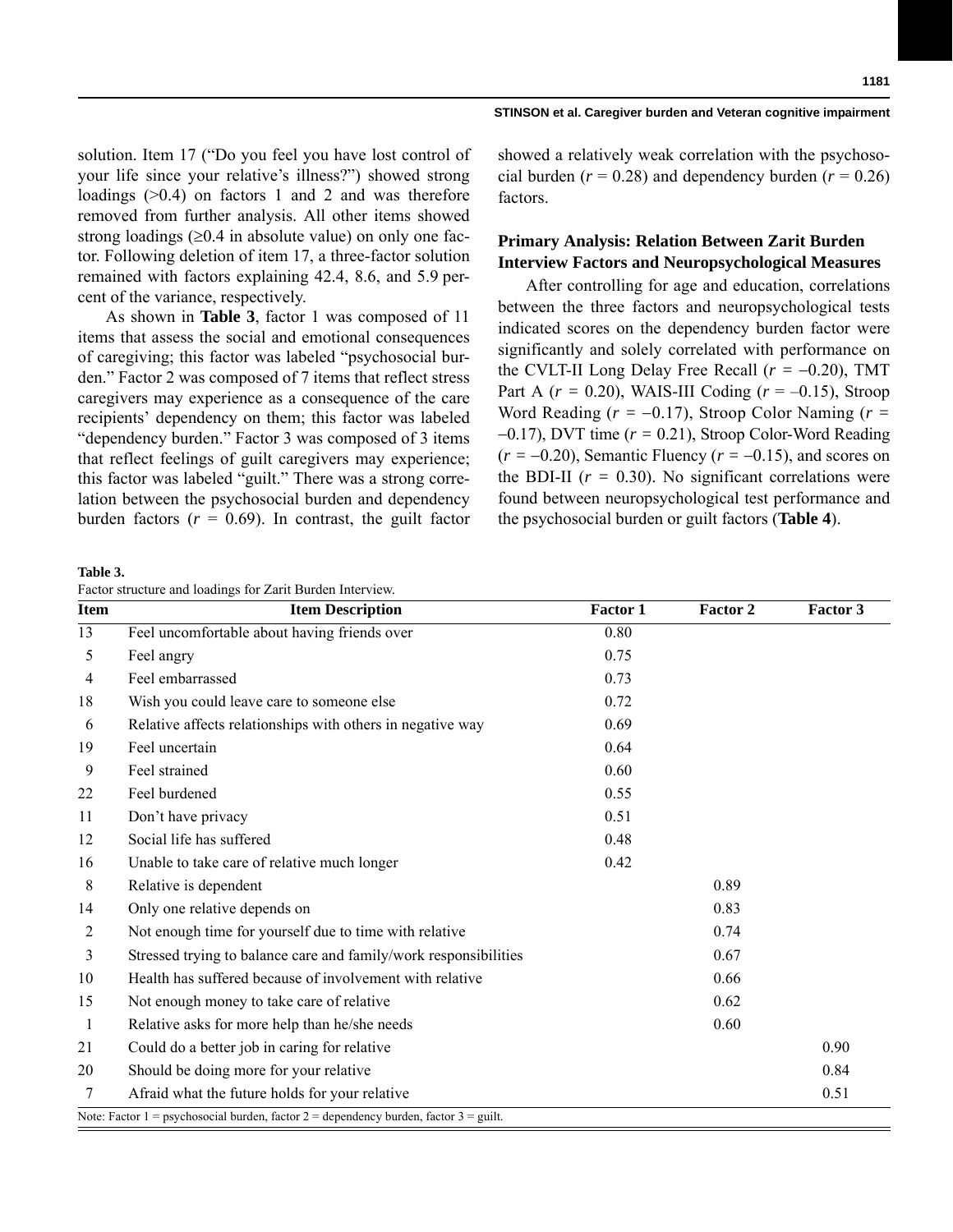solution. Item 17 ("Do you feel you have lost control of your life since your relative's illness?") showed strong loadings (>0.4) on factors 1 and 2 and was therefore removed from further analysis. All other items showed strong loadings (≥0.4 in absolute value) on only one factor. Following deletion of item 17, a three-factor solution remained with factors explaining 42.4, 8.6, and 5.9 percent of the variance, respectively.

As shown in **Table 3**, factor 1 was composed of 11 items that assess the social and emotional consequences of caregiving; this factor was labeled "psychosocial burden." Factor 2 was composed of 7 items that reflect stress caregivers may experience as a consequence of the care recipients' dependency on them; this factor was labeled "dependency burden." Factor 3 was composed of 3 items that reflect feelings of guilt caregivers may experience; this factor was labeled "guilt." There was a strong correlation between the psychosocial burden and dependency burden factors ($r$ = 0.69). In contrast, the guilt factor showed a relatively weak correlation with the psychosocial burden ($r$ = 0.28) and dependency burden ($r$ = 0.26) factors.

## Primary Analysis: Relation Between Zarit Burden Interview Factors and Neuropsychological Measures

After controlling for age and education, correlations between the three factors and neuropsychological tests indicated scores on the dependency burden factor were significantly and solely correlated with performance on the CVLT-II Long Delay Free Recall ($r$ = –0.20), TMT Part A ($r$ = 0.20), WAIS-III Coding ($r$ = –0.15), Stroop Word Reading ($r$ = –0.17), Stroop Color Naming ($r$ = –0.17), DVT time ($r$ = 0.21), Stroop Color-Word Reading ($r$ = –0.20), Semantic Fluency ($r$ = –0.15), and scores on the BDI-II ($r$ = 0.30). No significant correlations were found between neuropsychological test performance and the psychosocial burden or guilt factors (**Table 4**).

**Table 3.**
Factor structure and loadings for Zarit Burden Interview.

| Item | Item Description | Factor 1 | Factor 2 | Factor 3 |
|---|---|---|---|---|
| 13 | Feel uncomfortable about having friends over | 0.80 | | |
| 5 | Feel angry | 0.75 | | |
| 4 | Feel embarrassed | 0.73 | | |
| 18 | Wish you could leave care to someone else | 0.72 | | |
| 6 | Relative affects relationships with others in negative way | 0.69 | | |
| 19 | Feel uncertain | 0.64 | | |
| 9 | Feel strained | 0.60 | | |
| 22 | Feel burdened | 0.55 | | |
| 11 | Don't have privacy | 0.51 | | |
| 12 | Social life has suffered | 0.48 | | |
| 16 | Unable to take care of relative much longer | 0.42 | | |
| 8 | Relative is dependent | | 0.89 | |
| 14 | Only one relative depends on | | 0.83 | |
| 2 | Not enough time for yourself due to time with relative | | 0.74 | |
| 3 | Stressed trying to balance care and family/work responsibilities | | 0.67 | |
| 10 | Health has suffered because of involvement with relative | | 0.66 | |
| 15 | Not enough money to take care of relative | | 0.62 | |
| 1 | Relative asks for more help than he/she needs | | 0.60 | |
| 21 | Could do a better job in caring for relative | | | 0.90 |
| 20 | Should be doing more for your relative | | | 0.84 |
| 7 | Afraid what the future holds for your relative | | | 0.51 |

Note: Factor 1 = psychosocial burden, factor 2 = dependency burden, factor 3 = guilt.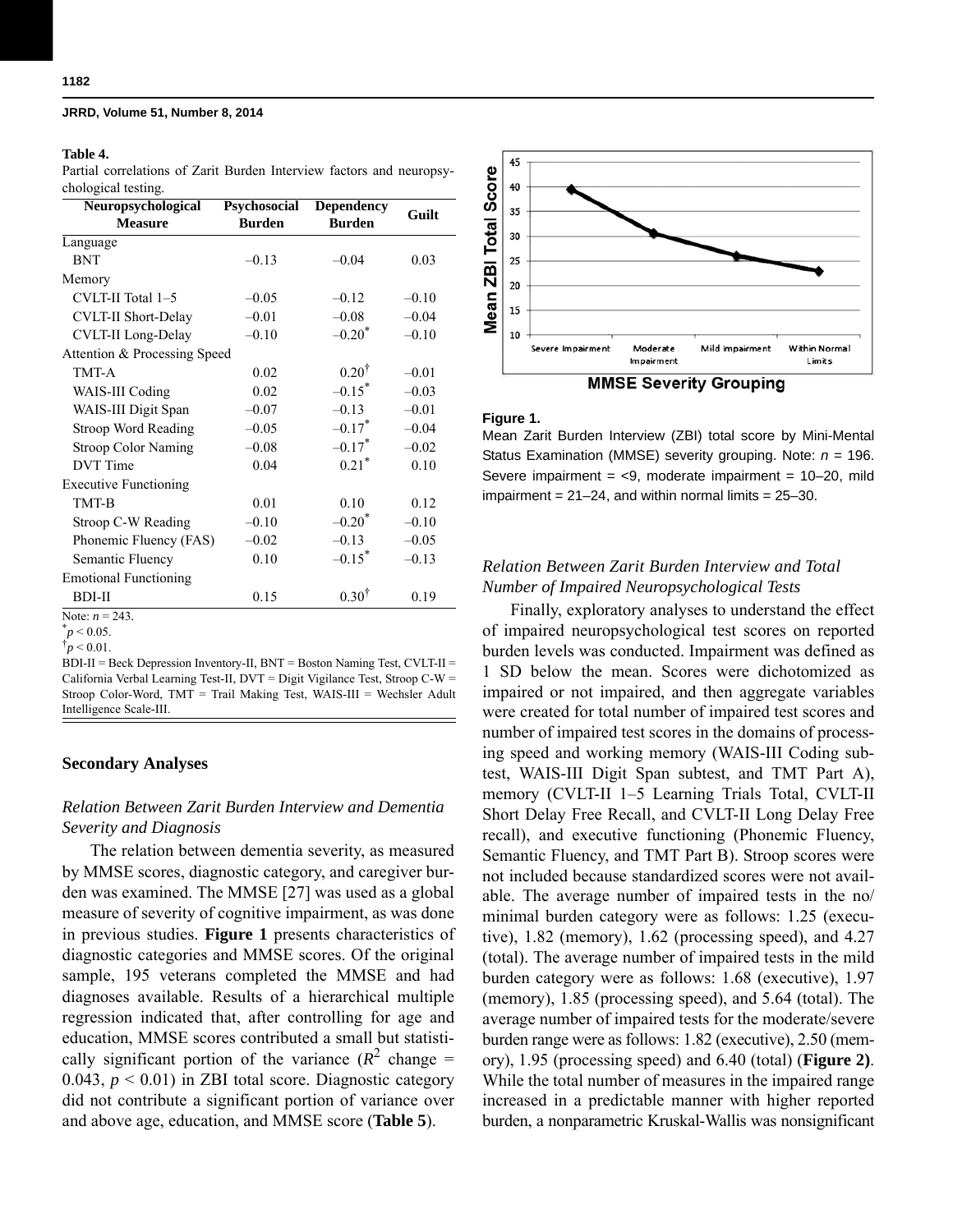**Table 4.**
Partial correlations of Zarit Burden Interview factors and neuropsychological testing.

| Neuropsychological Measure | Psychosocial Burden | Dependency Burden | Guilt |
|---|---|---|---|
| Language | | | |
| BNT | –0.13 | –0.04 | 0.03 |
| Memory | | | |
| CVLT-II Total 1–5 | –0.05 | –0.12 | –0.10 |
| CVLT-II Short-Delay | –0.01 | –0.08 | –0.04 |
| CVLT-II Long-Delay | –0.10 | –0.20* | –0.10 |
| Attention & Processing Speed | | | |
| TMT-A | 0.02 | 0.20† | –0.01 |
| WAIS-III Coding | 0.02 | –0.15* | –0.03 |
| WAIS-III Digit Span | –0.07 | –0.13 | –0.01 |
| Stroop Word Reading | –0.05 | –0.17* | –0.04 |
| Stroop Color Naming | –0.08 | –0.17* | –0.02 |
| DVT Time | 0.04 | 0.21* | 0.10 |
| Executive Functioning | | | |
| TMT-B | 0.01 | 0.10 | 0.12 |
| Stroop C-W Reading | –0.10 | –0.20* | –0.10 |
| Phonemic Fluency (FAS) | –0.02 | –0.13 | –0.05 |
| Semantic Fluency | 0.10 | –0.15* | –0.13 |
| Emotional Functioning | | | |
| BDI-II | 0.15 | 0.30† | 0.19 |

Note: $n = 243$.
*$p < 0.05$.
†$p < 0.01$.
BDI-II = Beck Depression Inventory-II, BNT = Boston Naming Test, CVLT-II = California Verbal Learning Test-II, DVT = Digit Vigilance Test, Stroop C-W = Stroop Color-Word, TMT = Trail Making Test, WAIS-III = Wechsler Adult Intelligence Scale-III.

## Secondary Analyses

### *Relation Between Zarit Burden Interview and Dementia Severity and Diagnosis*

The relation between dementia severity, as measured by MMSE scores, diagnostic category, and caregiver burden was examined. The MMSE [27] was used as a global measure of severity of cognitive impairment, as was done in previous studies. **Figure 1** presents characteristics of diagnostic categories and MMSE scores. Of the original sample, 195 veterans completed the MMSE and had diagnoses available. Results of a hierarchical multiple regression indicated that, after controlling for age and education, MMSE scores contributed a small but statistically significant portion of the variance ($R^2$ change = 0.043, $p < 0.01$) in ZBI total score. Diagnostic category did not contribute a significant portion of variance over and above age, education, and MMSE score (**Table 5**).

**Figure 1.**
Mean Zarit Burden Interview (ZBI) total score by Mini-Mental Status Examination (MMSE) severity grouping. Note: $n = 196$. Severe impairment = <9, moderate impairment = 10–20, mild impairment = 21–24, and within normal limits = 25–30.

### *Relation Between Zarit Burden Interview and Total Number of Impaired Neuropsychological Tests*

Finally, exploratory analyses to understand the effect of impaired neuropsychological test scores on reported burden levels was conducted. Impairment was defined as 1 SD below the mean. Scores were dichotomized as impaired or not impaired, and then aggregate variables were created for total number of impaired test scores and number of impaired test scores in the domains of processing speed and working memory (WAIS-III Coding subtest, WAIS-III Digit Span subtest, and TMT Part A), memory (CVLT-II 1–5 Learning Trials Total, CVLT-II Short Delay Free Recall, and CVLT-II Long Delay Free recall), and executive functioning (Phonemic Fluency, Semantic Fluency, and TMT Part B). Stroop scores were not included because standardized scores were not available. The average number of impaired tests in the no/minimal burden category were as follows: 1.25 (executive), 1.82 (memory), 1.62 (processing speed), and 4.27 (total). The average number of impaired tests in the mild burden category were as follows: 1.68 (executive), 1.97 (memory), 1.85 (processing speed), and 5.64 (total). The average number of impaired tests for the moderate/severe burden range were as follows: 1.82 (executive), 2.50 (memory), 1.95 (processing speed) and 6.40 (total) (**Figure 2**). While the total number of measures in the impaired range increased in a predictable manner with higher reported burden, a nonparametric Kruskal-Wallis was nonsignificant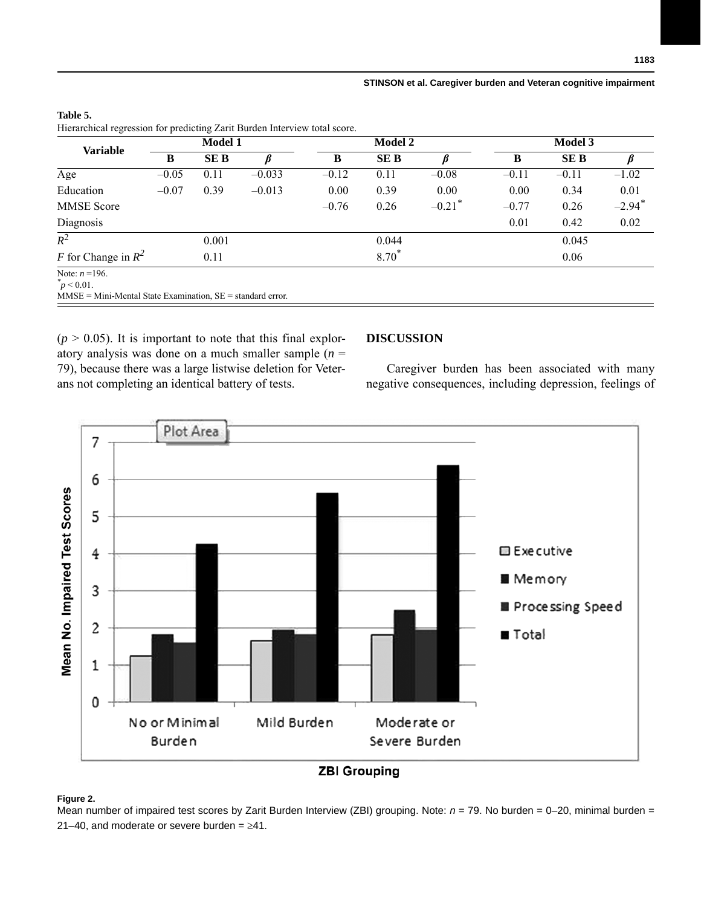**Table 5.**
Hierarchical regression for predicting Zarit Burden Interview total score.

| Variable | Model 1 | | | Model 2 | | | Model 3 | | |
|---|---|---|---|---|---|---|---|---|---|
| | B | SE B | $\beta$ | B | SE B | $\beta$ | B | SE B | $\beta$ |
| Age | –0.05 | 0.11 | –0.033 | –0.12 | 0.11 | –0.08 | –0.11 | –0.11 | –1.02 |
| Education | –0.07 | 0.39 | –0.013 | 0.00 | 0.39 | 0.00 | 0.00 | 0.34 | 0.01 |
| MMSE Score | | | | –0.76 | 0.26 | –0.21* | –0.77 | 0.26 | –2.94* |
| Diagnosis | | | | | | | 0.01 | 0.42 | 0.02 |
| $R^2$ | | 0.001 | | | 0.044 | | | 0.045 | |
| $F$ for Change in $R^2$ | | 0.11 | | | 8.70* | | | 0.06 | |

Note: $n$ =196.
*$p < 0.01$.
MMSE = Mini-Mental State Examination, SE = standard error.

($p > 0.05$). It is important to note that this final exploratory analysis was done on a much smaller sample ($n$ = 79), because there was a large listwise deletion for Veterans not completing an identical battery of tests.

## DISCUSSION

Caregiver burden has been associated with many negative consequences, including depression, feelings of

**Figure 2.**
Mean number of impaired test scores by Zarit Burden Interview (ZBI) grouping. Note: $n$ = 79. No burden = 0–20, minimal burden = 21–40, and moderate or severe burden = ≥41.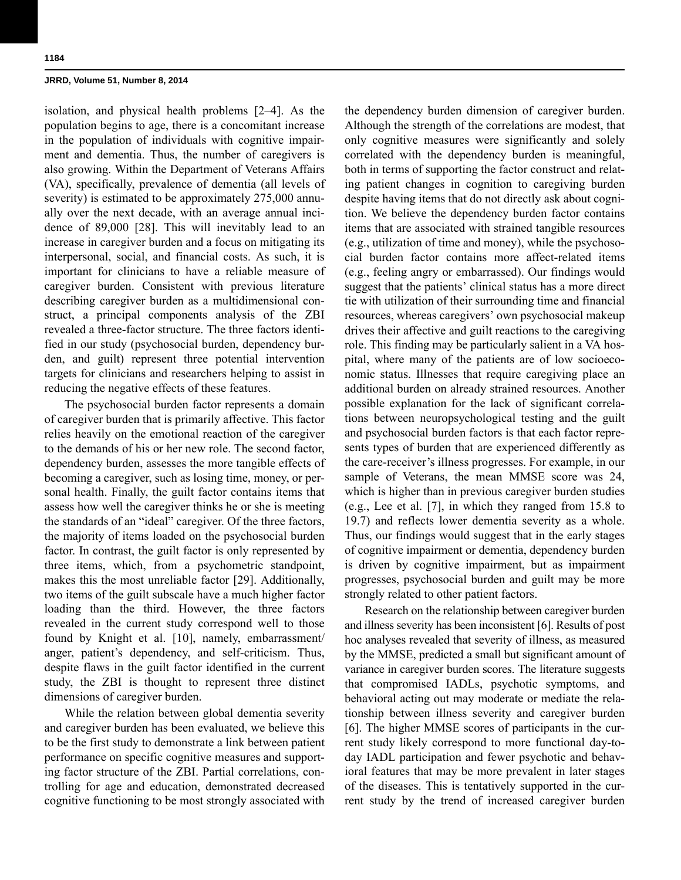isolation, and physical health problems [2–4]. As the population begins to age, there is a concomitant increase in the population of individuals with cognitive impairment and dementia. Thus, the number of caregivers is also growing. Within the Department of Veterans Affairs (VA), specifically, prevalence of dementia (all levels of severity) is estimated to be approximately 275,000 annually over the next decade, with an average annual incidence of 89,000 [28]. This will inevitably lead to an increase in caregiver burden and a focus on mitigating its interpersonal, social, and financial costs. As such, it is important for clinicians to have a reliable measure of caregiver burden. Consistent with previous literature describing caregiver burden as a multidimensional construct, a principal components analysis of the ZBI revealed a three-factor structure. The three factors identified in our study (psychosocial burden, dependency burden, and guilt) represent three potential intervention targets for clinicians and researchers helping to assist in reducing the negative effects of these features.

The psychosocial burden factor represents a domain of caregiver burden that is primarily affective. This factor relies heavily on the emotional reaction of the caregiver to the demands of his or her new role. The second factor, dependency burden, assesses the more tangible effects of becoming a caregiver, such as losing time, money, or personal health. Finally, the guilt factor contains items that assess how well the caregiver thinks he or she is meeting the standards of an "ideal" caregiver. Of the three factors, the majority of items loaded on the psychosocial burden factor. In contrast, the guilt factor is only represented by three items, which, from a psychometric standpoint, makes this the most unreliable factor [29]. Additionally, two items of the guilt subscale have a much higher factor loading than the third. However, the three factors revealed in the current study correspond well to those found by Knight et al. [10], namely, embarrassment/anger, patient's dependency, and self-criticism. Thus, despite flaws in the guilt factor identified in the current study, the ZBI is thought to represent three distinct dimensions of caregiver burden.

While the relation between global dementia severity and caregiver burden has been evaluated, we believe this to be the first study to demonstrate a link between patient performance on specific cognitive measures and supporting factor structure of the ZBI. Partial correlations, controlling for age and education, demonstrated decreased cognitive functioning to be most strongly associated with the dependency burden dimension of caregiver burden. Although the strength of the correlations are modest, that only cognitive measures were significantly and solely correlated with the dependency burden is meaningful, both in terms of supporting the factor construct and relating patient changes in cognition to caregiving burden despite having items that do not directly ask about cognition. We believe the dependency burden factor contains items that are associated with strained tangible resources (e.g., utilization of time and money), while the psychosocial burden factor contains more affect-related items (e.g., feeling angry or embarrassed). Our findings would suggest that the patients' clinical status has a more direct tie with utilization of their surrounding time and financial resources, whereas caregivers' own psychosocial makeup drives their affective and guilt reactions to the caregiving role. This finding may be particularly salient in a VA hospital, where many of the patients are of low socioeconomic status. Illnesses that require caregiving place an additional burden on already strained resources. Another possible explanation for the lack of significant correlations between neuropsychological testing and the guilt and psychosocial burden factors is that each factor represents types of burden that are experienced differently as the care-receiver's illness progresses. For example, in our sample of Veterans, the mean MMSE score was 24, which is higher than in previous caregiver burden studies (e.g., Lee et al. [7], in which they ranged from 15.8 to 19.7) and reflects lower dementia severity as a whole. Thus, our findings would suggest that in the early stages of cognitive impairment or dementia, dependency burden is driven by cognitive impairment, but as impairment progresses, psychosocial burden and guilt may be more strongly related to other patient factors.

Research on the relationship between caregiver burden and illness severity has been inconsistent [6]. Results of post hoc analyses revealed that severity of illness, as measured by the MMSE, predicted a small but significant amount of variance in caregiver burden scores. The literature suggests that compromised IADLs, psychotic symptoms, and behavioral acting out may moderate or mediate the relationship between illness severity and caregiver burden [6]. The higher MMSE scores of participants in the current study likely correspond to more functional day-to-day IADL participation and fewer psychotic and behavioral features that may be more prevalent in later stages of the diseases. This is tentatively supported in the current study by the trend of increased caregiver burden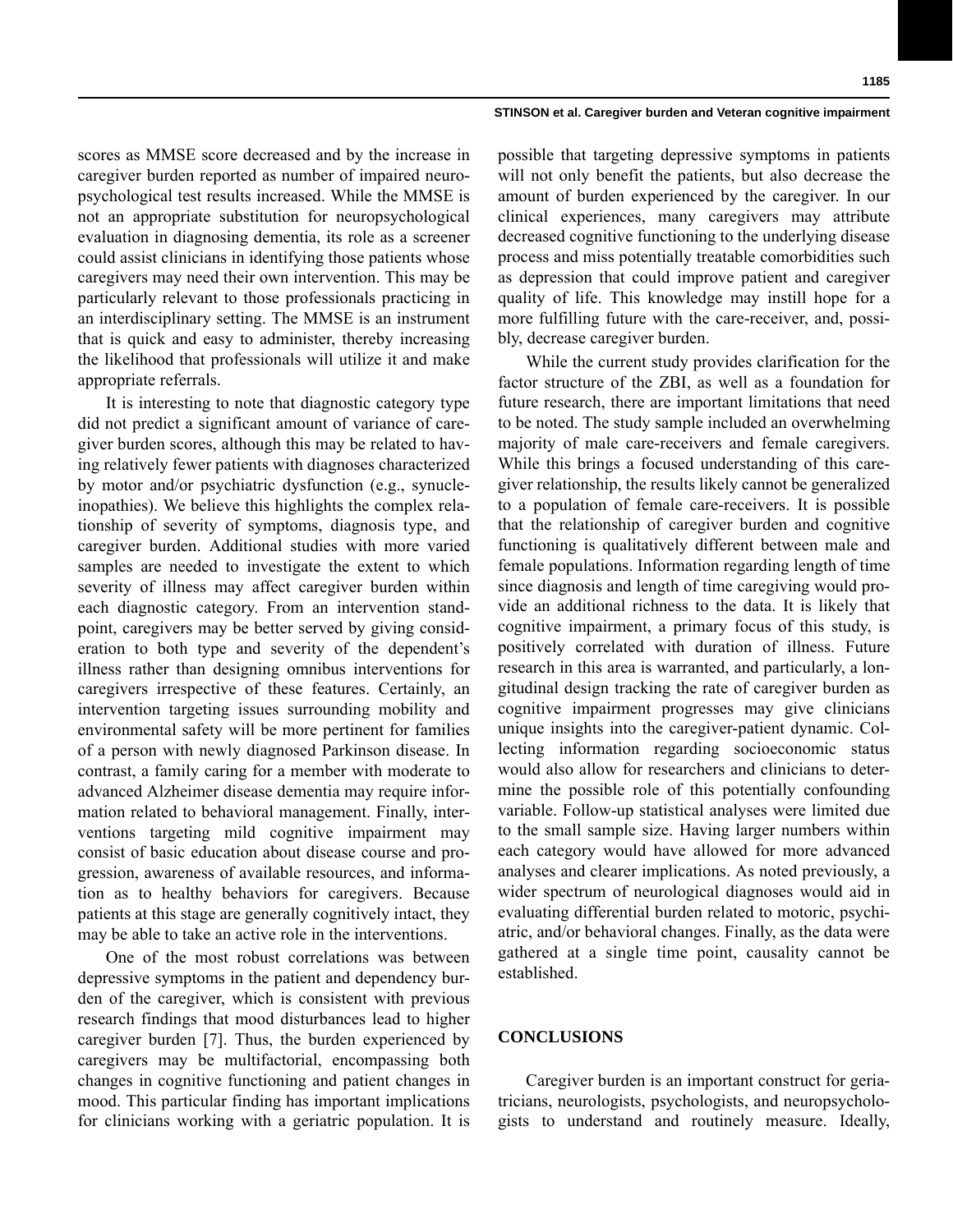scores as MMSE score decreased and by the increase in caregiver burden reported as number of impaired neuropsychological test results increased. While the MMSE is not an appropriate substitution for neuropsychological evaluation in diagnosing dementia, its role as a screener could assist clinicians in identifying those patients whose caregivers may need their own intervention. This may be particularly relevant to those professionals practicing in an interdisciplinary setting. The MMSE is an instrument that is quick and easy to administer, thereby increasing the likelihood that professionals will utilize it and make appropriate referrals.

It is interesting to note that diagnostic category type did not predict a significant amount of variance of caregiver burden scores, although this may be related to having relatively fewer patients with diagnoses characterized by motor and/or psychiatric dysfunction (e.g., synucleinopathies). We believe this highlights the complex relationship of severity of symptoms, diagnosis type, and caregiver burden. Additional studies with more varied samples are needed to investigate the extent to which severity of illness may affect caregiver burden within each diagnostic category. From an intervention standpoint, caregivers may be better served by giving consideration to both type and severity of the dependent's illness rather than designing omnibus interventions for caregivers irrespective of these features. Certainly, an intervention targeting issues surrounding mobility and environmental safety will be more pertinent for families of a person with newly diagnosed Parkinson disease. In contrast, a family caring for a member with moderate to advanced Alzheimer disease dementia may require information related to behavioral management. Finally, interventions targeting mild cognitive impairment may consist of basic education about disease course and progression, awareness of available resources, and information as to healthy behaviors for caregivers. Because patients at this stage are generally cognitively intact, they may be able to take an active role in the interventions.

One of the most robust correlations was between depressive symptoms in the patient and dependency burden of the caregiver, which is consistent with previous research findings that mood disturbances lead to higher caregiver burden [7]. Thus, the burden experienced by caregivers may be multifactorial, encompassing both changes in cognitive functioning and patient changes in mood. This particular finding has important implications for clinicians working with a geriatric population. It is possible that targeting depressive symptoms in patients will not only benefit the patients, but also decrease the amount of burden experienced by the caregiver. In our clinical experiences, many caregivers may attribute decreased cognitive functioning to the underlying disease process and miss potentially treatable comorbidities such as depression that could improve patient and caregiver quality of life. This knowledge may instill hope for a more fulfilling future with the care-receiver, and, possibly, decrease caregiver burden.

While the current study provides clarification for the factor structure of the ZBI, as well as a foundation for future research, there are important limitations that need to be noted. The study sample included an overwhelming majority of male care-receivers and female caregivers. While this brings a focused understanding of this caregiver relationship, the results likely cannot be generalized to a population of female care-receivers. It is possible that the relationship of caregiver burden and cognitive functioning is qualitatively different between male and female populations. Information regarding length of time since diagnosis and length of time caregiving would provide an additional richness to the data. It is likely that cognitive impairment, a primary focus of this study, is positively correlated with duration of illness. Future research in this area is warranted, and particularly, a longitudinal design tracking the rate of caregiver burden as cognitive impairment progresses may give clinicians unique insights into the caregiver-patient dynamic. Collecting information regarding socioeconomic status would also allow for researchers and clinicians to determine the possible role of this potentially confounding variable. Follow-up statistical analyses were limited due to the small sample size. Having larger numbers within each category would have allowed for more advanced analyses and clearer implications. As noted previously, a wider spectrum of neurological diagnoses would aid in evaluating differential burden related to motoric, psychiatric, and/or behavioral changes. Finally, as the data were gathered at a single time point, causality cannot be established.

## CONCLUSIONS

Caregiver burden is an important construct for geriatricians, neurologists, psychologists, and neuropsychologists to understand and routinely measure. Ideally,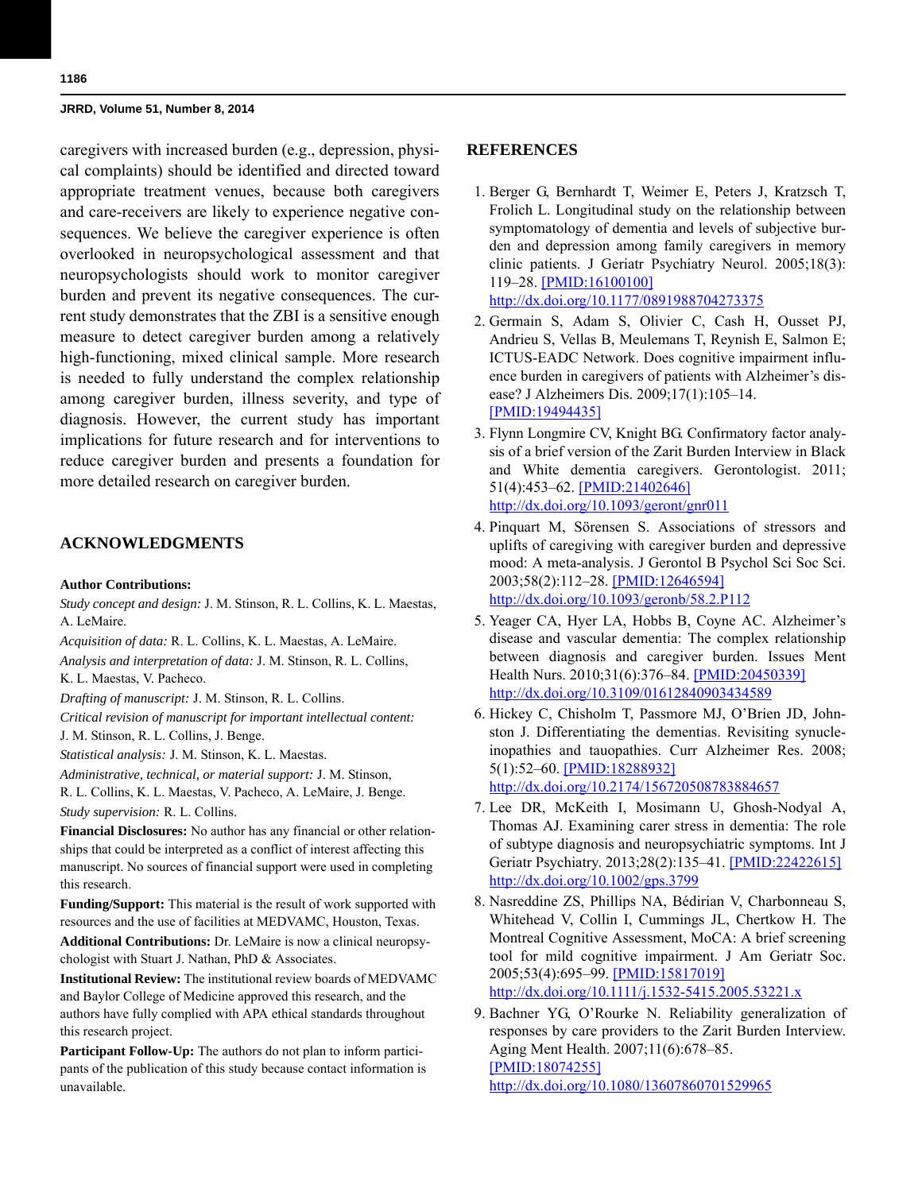caregivers with increased burden (e.g., depression, physical complaints) should be identified and directed toward appropriate treatment venues, because both caregivers and care-receivers are likely to experience negative consequences. We believe the caregiver experience is often overlooked in neuropsychological assessment and that neuropsychologists should work to monitor caregiver burden and prevent its negative consequences. The current study demonstrates that the ZBI is a sensitive enough measure to detect caregiver burden among a relatively high-functioning, mixed clinical sample. More research is needed to fully understand the complex relationship among caregiver burden, illness severity, and type of diagnosis. However, the current study has important implications for future research and for interventions to reduce caregiver burden and presents a foundation for more detailed research on caregiver burden.

## ACKNOWLEDGMENTS

**Author Contributions:**

*Study concept and design:* J. M. Stinson, R. L. Collins, K. L. Maestas, A. LeMaire.

*Acquisition of data:* R. L. Collins, K. L. Maestas, A. LeMaire.

*Analysis and interpretation of data:* J. M. Stinson, R. L. Collins, K. L. Maestas, V. Pacheco.

*Drafting of manuscript:* J. M. Stinson, R. L. Collins.

*Critical revision of manuscript for important intellectual content:* J. M. Stinson, R. L. Collins, J. Benge.

*Statistical analysis:* J. M. Stinson, K. L. Maestas.

*Administrative, technical, or material support:* J. M. Stinson, R. L. Collins, K. L. Maestas, V. Pacheco, A. LeMaire, J. Benge.

*Study supervision:* R. L. Collins.

**Financial Disclosures:** No author has any financial or other relationships that could be interpreted as a conflict of interest affecting this manuscript. No sources of financial support were used in completing this research.

**Funding/Support:** This material is the result of work supported with resources and the use of facilities at MEDVAMC, Houston, Texas.

**Additional Contributions:** Dr. LeMaire is now a clinical neuropsychologist with Stuart J. Nathan, PhD & Associates.

**Institutional Review:** The institutional review boards of MEDVAMC and Baylor College of Medicine approved this research, and the authors have fully complied with APA ethical standards throughout this research project.

**Participant Follow-Up:** The authors do not plan to inform participants of the publication of this study because contact information is unavailable.

## REFERENCES

1. Berger G, Bernhardt T, Weimer E, Peters J, Kratzsch T, Frolich L. Longitudinal study on the relationship between symptomatology of dementia and levels of subjective burden and depression among family caregivers in memory clinic patients. J Geriatr Psychiatry Neurol. 2005;18(3): 119–28. [PMID:16100100] http://dx.doi.org/10.1177/0891988704273375
2. Germain S, Adam S, Olivier C, Cash H, Ousset PJ, Andrieu S, Vellas B, Meulemans T, Reynish E, Salmon E; ICTUS-EADC Network. Does cognitive impairment influence burden in caregivers of patients with Alzheimer's disease? J Alzheimers Dis. 2009;17(1):105–14. [PMID:19494435]
3. Flynn Longmire CV, Knight BG. Confirmatory factor analysis of a brief version of the Zarit Burden Interview in Black and White dementia caregivers. Gerontologist. 2011; 51(4):453–62. [PMID:21402646] http://dx.doi.org/10.1093/geront/gnr011
4. Pinquart M, Sörensen S. Associations of stressors and uplifts of caregiving with caregiver burden and depressive mood: A meta-analysis. J Gerontol B Psychol Sci Soc Sci. 2003;58(2):112–28. [PMID:12646594] http://dx.doi.org/10.1093/geronb/58.2.P112
5. Yeager CA, Hyer LA, Hobbs B, Coyne AC. Alzheimer's disease and vascular dementia: The complex relationship between diagnosis and caregiver burden. Issues Ment Health Nurs. 2010;31(6):376–84. [PMID:20450339] http://dx.doi.org/10.3109/01612840903434589
6. Hickey C, Chisholm T, Passmore MJ, O'Brien JD, Johnston J. Differentiating the dementias. Revisiting synucleinopathies and tauopathies. Curr Alzheimer Res. 2008; 5(1):52–60. [PMID:18288932] http://dx.doi.org/10.2174/156720508783884657
7. Lee DR, McKeith I, Mosimann U, Ghosh-Nodyal A, Thomas AJ. Examining carer stress in dementia: The role of subtype diagnosis and neuropsychiatric symptoms. Int J Geriatr Psychiatry. 2013;28(2):135–41. [PMID:22422615] http://dx.doi.org/10.1002/gps.3799
8. Nasreddine ZS, Phillips NA, Bédirian V, Charbonneau S, Whitehead V, Collin I, Cummings JL, Chertkow H. The Montreal Cognitive Assessment, MoCA: A brief screening tool for mild cognitive impairment. J Am Geriatr Soc. 2005;53(4):695–99. [PMID:15817019] http://dx.doi.org/10.1111/j.1532-5415.2005.53221.x
9. Bachner YG, O'Rourke N. Reliability generalization of responses by care providers to the Zarit Burden Interview. Aging Ment Health. 2007;11(6):678–85. [PMID:18074255] http://dx.doi.org/10.1080/13607860701529965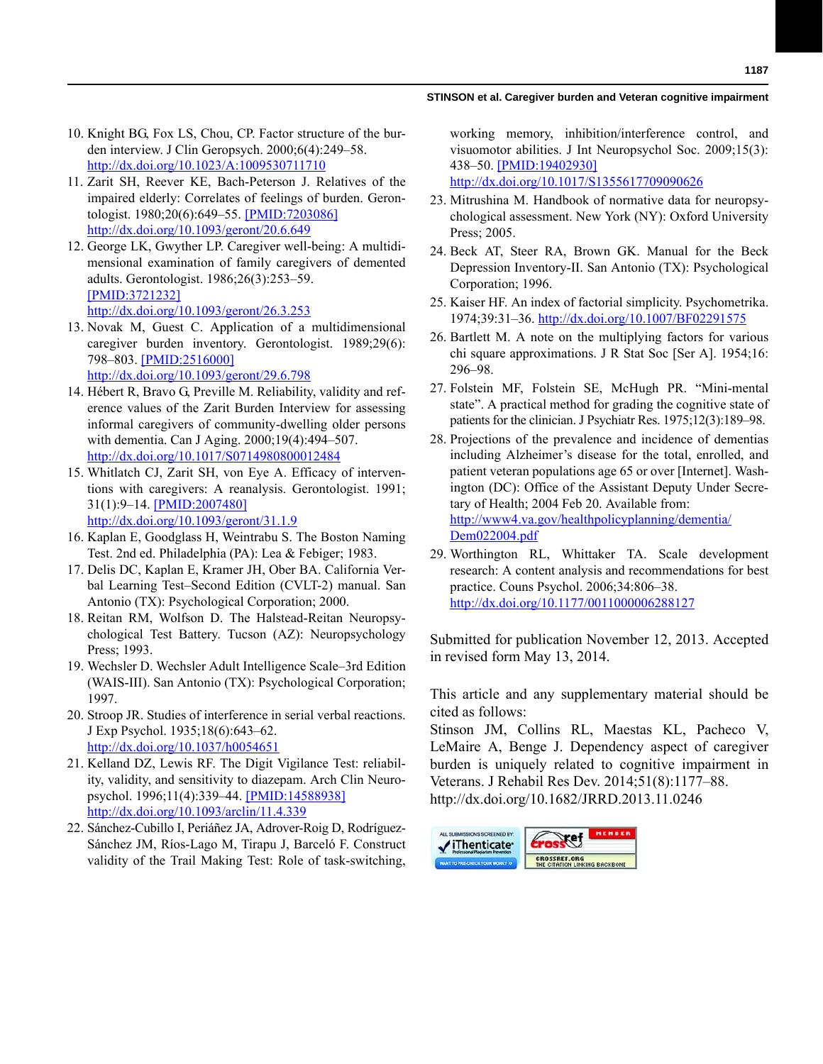10. Knight BG, Fox LS, Chou, CP. Factor structure of the burden interview. J Clin Geropsych. 2000;6(4):249–58. http://dx.doi.org/10.1023/A:1009530711710
11. Zarit SH, Reever KE, Bach-Peterson J. Relatives of the impaired elderly: Correlates of feelings of burden. Gerontologist. 1980;20(6):649–55. [PMID:7203086] http://dx.doi.org/10.1093/geront/20.6.649
12. George LK, Gwyther LP. Caregiver well-being: A multidimensional examination of family caregivers of demented adults. Gerontologist. 1986;26(3):253–59. [PMID:3721232] http://dx.doi.org/10.1093/geront/26.3.253
13. Novak M, Guest C. Application of a multidimensional caregiver burden inventory. Gerontologist. 1989;29(6):798–803. [PMID:2516000] http://dx.doi.org/10.1093/geront/29.6.798
14. Hébert R, Bravo G, Preville M. Reliability, validity and reference values of the Zarit Burden Interview for assessing informal caregivers of community-dwelling older persons with dementia. Can J Aging. 2000;19(4):494–507. http://dx.doi.org/10.1017/S0714980800012484
15. Whitlatch CJ, Zarit SH, von Eye A. Efficacy of interventions with caregivers: A reanalysis. Gerontologist. 1991;31(1):9–14. [PMID:2007480] http://dx.doi.org/10.1093/geront/31.1.9
16. Kaplan E, Goodglass H, Weintrabu S. The Boston Naming Test. 2nd ed. Philadelphia (PA): Lea & Febiger; 1983.
17. Delis DC, Kaplan E, Kramer JH, Ober BA. California Verbal Learning Test–Second Edition (CVLT-2) manual. San Antonio (TX): Psychological Corporation; 2000.
18. Reitan RM, Wolfson D. The Halstead-Reitan Neuropsychological Test Battery. Tucson (AZ): Neuropsychology Press; 1993.
19. Wechsler D. Wechsler Adult Intelligence Scale–3rd Edition (WAIS-III). San Antonio (TX): Psychological Corporation; 1997.
20. Stroop JR. Studies of interference in serial verbal reactions. J Exp Psychol. 1935;18(6):643–62. http://dx.doi.org/10.1037/h0054651
21. Kelland DZ, Lewis RF. The Digit Vigilance Test: reliability, validity, and sensitivity to diazepam. Arch Clin Neuropsychol. 1996;11(4):339–44. [PMID:14588938] http://dx.doi.org/10.1093/arclin/11.4.339
22. Sánchez-Cubillo I, Periáñez JA, Adrover-Roig D, Rodríguez-Sánchez JM, Ríos-Lago M, Tirapu J, Barceló F. Construct validity of the Trail Making Test: Role of task-switching, working memory, inhibition/interference control, and visuomotor abilities. J Int Neuropsychol Soc. 2009;15(3):438–50. [PMID:19402930] http://dx.doi.org/10.1017/S1355617709090626
23. Mitrushina M. Handbook of normative data for neuropsychological assessment. New York (NY): Oxford University Press; 2005.
24. Beck AT, Steer RA, Brown GK. Manual for the Beck Depression Inventory-II. San Antonio (TX): Psychological Corporation; 1996.
25. Kaiser HF. An index of factorial simplicity. Psychometrika. 1974;39:31–36. http://dx.doi.org/10.1007/BF02291575
26. Bartlett M. A note on the multiplying factors for various chi square approximations. J R Stat Soc [Ser A]. 1954;16:296–98.
27. Folstein MF, Folstein SE, McHugh PR. “Mini-mental state”. A practical method for grading the cognitive state of patients for the clinician. J Psychiatr Res. 1975;12(3):189–98.
28. Projections of the prevalence and incidence of dementias including Alzheimer’s disease for the total, enrolled, and patient veteran populations age 65 or over [Internet]. Washington (DC): Office of the Assistant Deputy Under Secretary of Health; 2004 Feb 20. Available from: http://www4.va.gov/healthpolicyplanning/dementia/Dem022004.pdf
29. Worthington RL, Whittaker TA. Scale development research: A content analysis and recommendations for best practice. Couns Psychol. 2006;34:806–38. http://dx.doi.org/10.1177/0011000006288127

Submitted for publication November 12, 2013. Accepted in revised form May 13, 2014.

This article and any supplementary material should be cited as follows:
Stinson JM, Collins RL, Maestas KL, Pacheco V, LeMaire A, Benge J. Dependency aspect of caregiver burden is uniquely related to cognitive impairment in Veterans. J Rehabil Res Dev. 2014;51(8):1177–88.
http://dx.doi.org/10.1682/JRRD.2013.11.0246